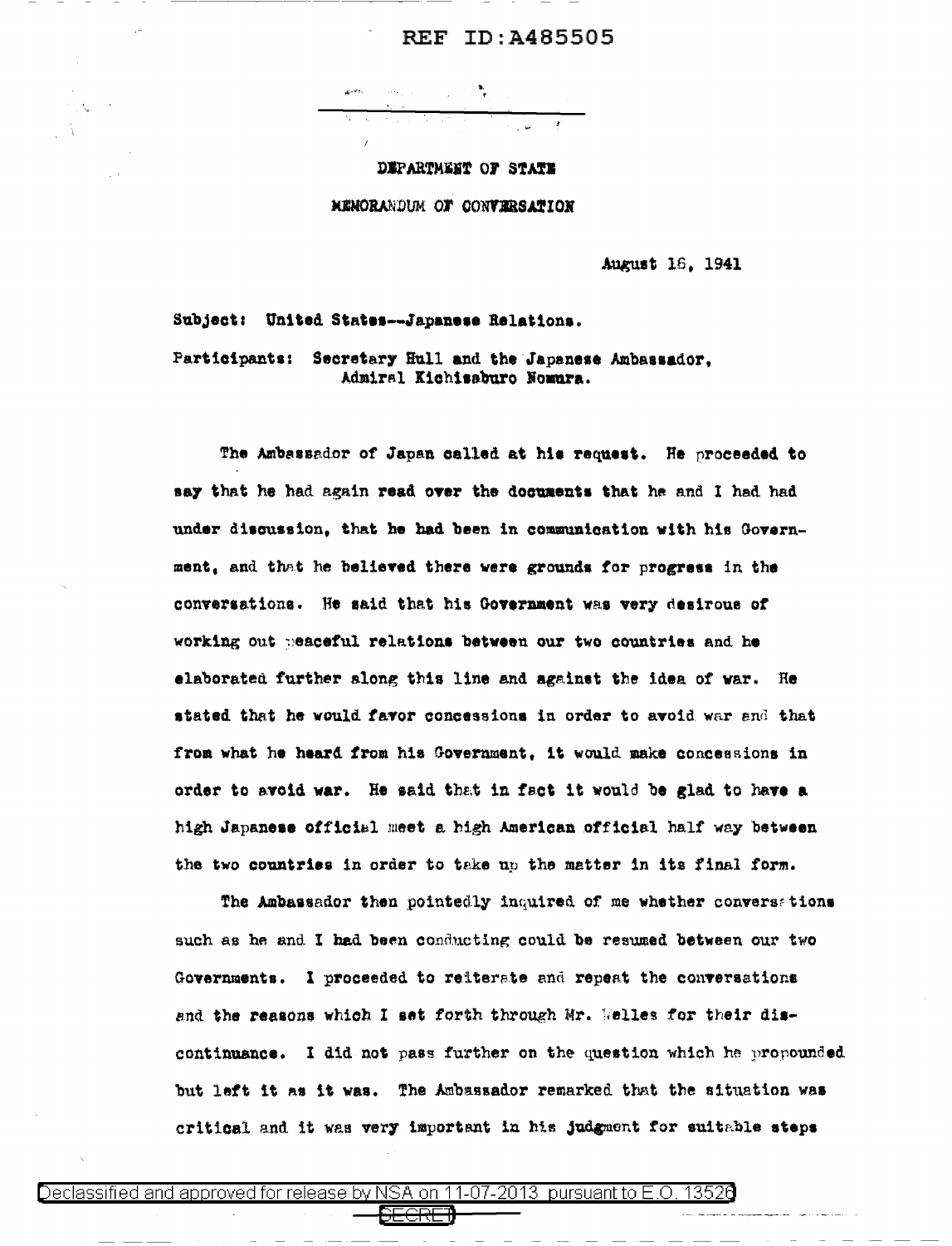DEPARTMENT OF STATE

MEMORANDUM OF CONVERSATION

August 16, 1941

Subject: United States--Japanese Relations.

Participants: Secretary Hull and the Japanese Ambassador, Admiral Kichisaburo Nomura.

The Ambassador of Japan called at his request. He proceeded to say that he had again read over the documents that he and I had had under discussion, that he had been in communication with his Government, and that he believed there were grounds for progress in the conversations. He said that his Government was very desirous of working out peaceful relations between our two countries and he elaborated further along this line and against the idea of war. He stated that he would favor concessions in order to avoid war and that from what he heard from his Government, it would make concessions in order to avoid war. He said that in fact it would be glad to have a high Japanese official meet a high American official half way between the two countries in order to take up the matter in its final form.

The Ambassador then pointedly inquired of me whether conversations such as he and I had been conducting could be resumed between our two Governments. I proceeded to reiterate and repeat the conversations and the reasons which I set forth through Mr. Welles for their discontinuance. I did not pass further on the question which he propounded but left it as it was. The Ambassador remarked that the situation was critical and it was very important in his judgment for suitable steps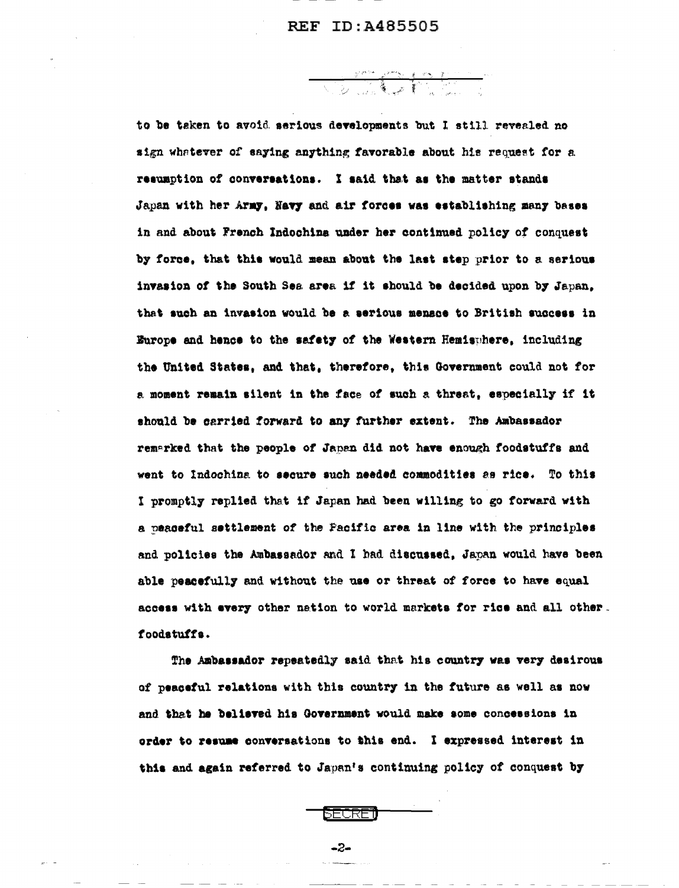to be taken to avoid serious developments but I still revealed no sign whatever of saying anything favorable about his request for a resumption of conversations. I said that as the matter stands Japan with her Army, Navy and air forces was establishing many bases in and about French Indochina under her continued policy of conquest by force, that this would mean about the last step prior to a serious invasion of the South Sea area if it should be decided upon by Japan, that such an invasion would be a serious menace to British success in Europe and hence to the safety of the Western Hemisphere, including the United States, and that, therefore, this Government could not for a moment remain silent in the face of such a threat, especially if it should be carried forward to any further extent. The Ambassador remarked that the people of Japan did not have enough foodstuffs and went to Indochina to secure such needed commodities as rice. To this I promptly replied that if Japan had been willing to go forward with a peaceful settlement of the Pacific area in line with the principles and policies the Ambassador and I had discussed, Japan would have been able peacefully and without the use or threat of force to have equal access with every other nation to world markets for rice and all other foodstuffs.

The Ambassador repeatedly said that his country was very desirous of peaceful relations with this country in the future as well as now and that he believed his Government would make some concessions in order to resume conversations to this end. I expressed interest in this and again referred to Japan's continuing policy of conquest by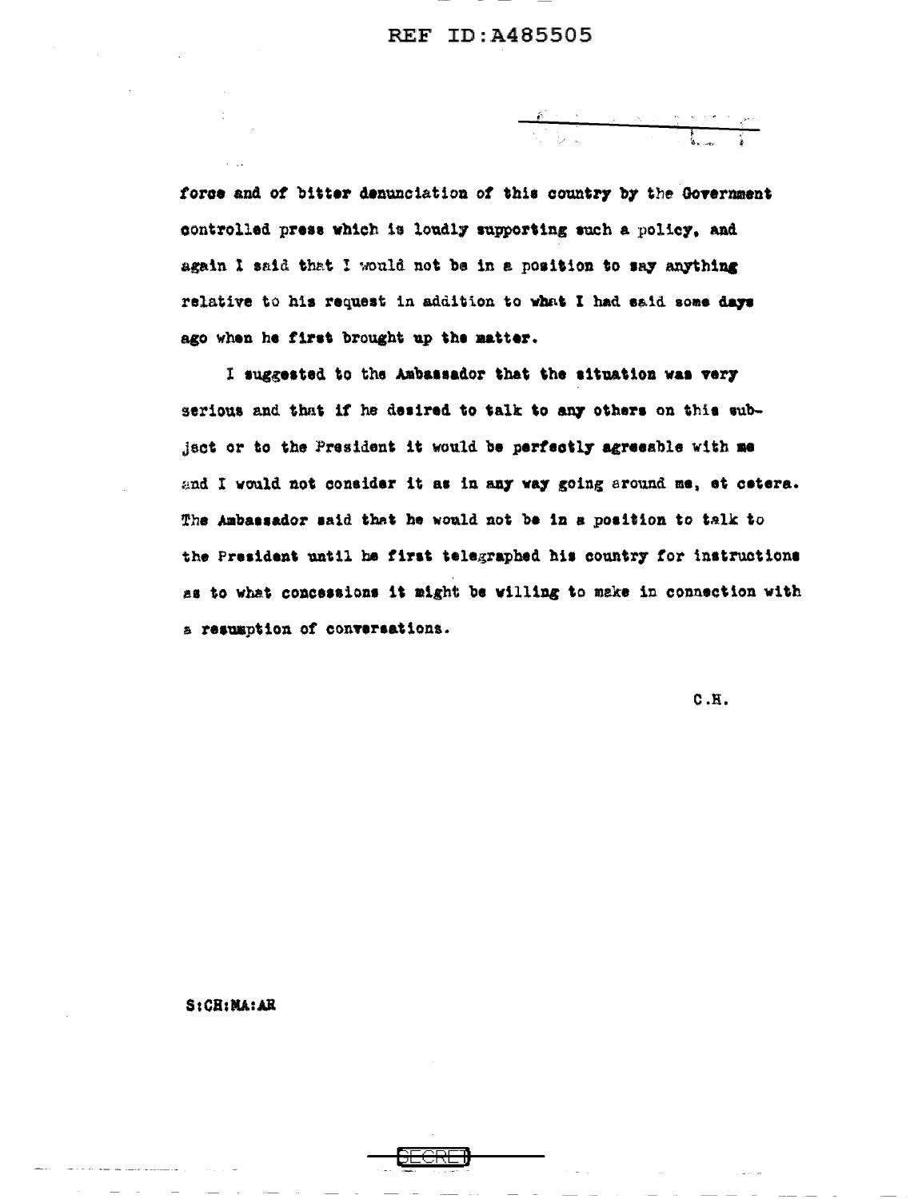force and of bitter denunciation of this country by the Government controlled press which is loudly supporting such a policy, and again I said that I would not be in a position to say anything relative to his request in addition to what I had said some days ago when he first brought up the matter.

I suggested to the Ambassador that the situation was very serious and that if he desired to talk to any others on this subject or to the President it would be perfectly agreeable with me and I would not consider it as in any way going around me, et cetera. The Ambassador said that he would not be in a position to talk to the President until he first telegraphed his country for instructions as to what concessions it might be willing to make in connection with a resumption of conversations.

C.H.

S:CH:MA:AR